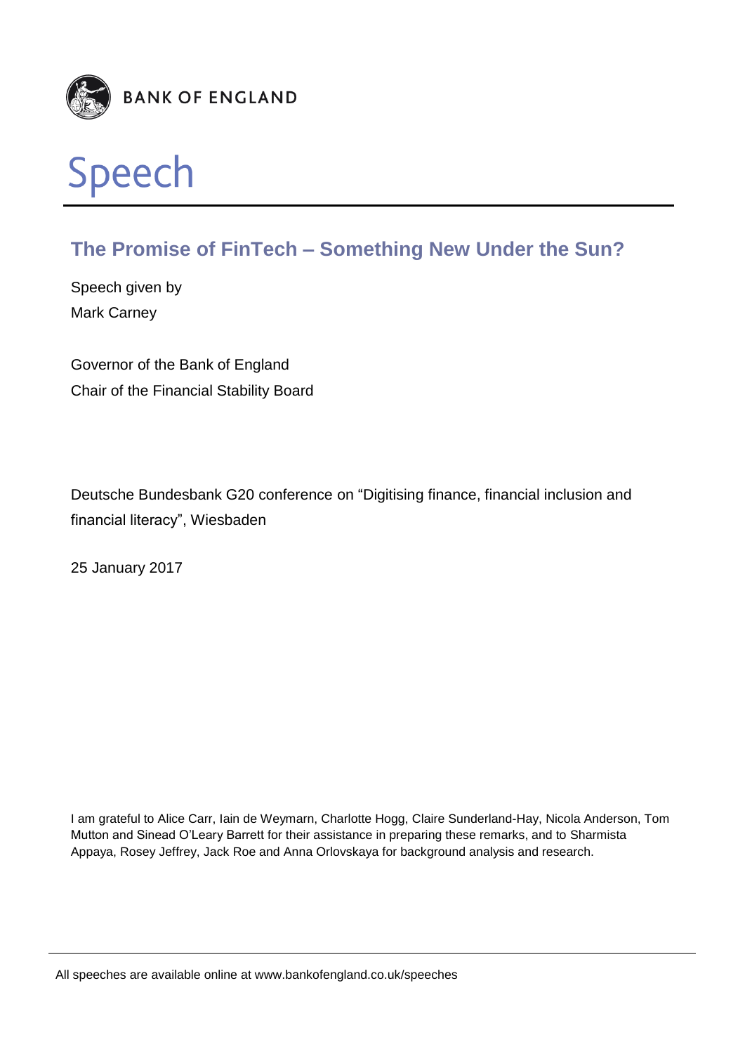BANK OF ENGLAND

# Speech

## The Promise of FinTech – Something New Under the Sun?

Speech given by
Mark Carney

Governor of the Bank of England
Chair of the Financial Stability Board

Deutsche Bundesbank G20 conference on "Digitising finance, financial inclusion and financial literacy", Wiesbaden

25 January 2017

I am grateful to Alice Carr, Iain de Weymarn, Charlotte Hogg, Claire Sunderland-Hay, Nicola Anderson, Tom Mutton and Sinead O'Leary Barrett for their assistance in preparing these remarks, and to Sharmista Appaya, Rosey Jeffrey, Jack Roe and Anna Orlovskaya for background analysis and research.

All speeches are available online at www.bankofengland.co.uk/speeches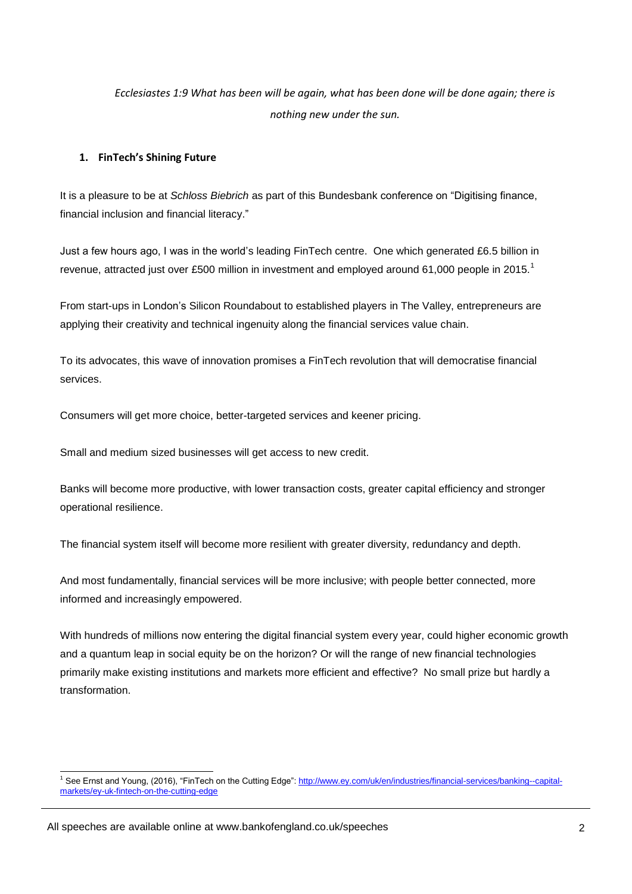*Ecclesiastes 1:9 What has been will be again, what has been done will be done again; there is nothing new under the sun.*

## 1. FinTech's Shining Future

It is a pleasure to be at *Schloss Biebrich* as part of this Bundesbank conference on "Digitising finance, financial inclusion and financial literacy."

Just a few hours ago, I was in the world's leading FinTech centre. One which generated £6.5 billion in revenue, attracted just over £500 million in investment and employed around 61,000 people in 2015.[1]

From start-ups in London's Silicon Roundabout to established players in The Valley, entrepreneurs are applying their creativity and technical ingenuity along the financial services value chain.

To its advocates, this wave of innovation promises a FinTech revolution that will democratise financial services.

Consumers will get more choice, better-targeted services and keener pricing.

Small and medium sized businesses will get access to new credit.

Banks will become more productive, with lower transaction costs, greater capital efficiency and stronger operational resilience.

The financial system itself will become more resilient with greater diversity, redundancy and depth.

And most fundamentally, financial services will be more inclusive; with people better connected, more informed and increasingly empowered.

With hundreds of millions now entering the digital financial system every year, could higher economic growth and a quantum leap in social equity be on the horizon? Or will the range of new financial technologies primarily make existing institutions and markets more efficient and effective? No small prize but hardly a transformation.

[1] See Ernst and Young, (2016), "FinTech on the Cutting Edge": http://www.ey.com/uk/en/industries/financial-services/banking--capital-markets/ey-uk-fintech-on-the-cutting-edge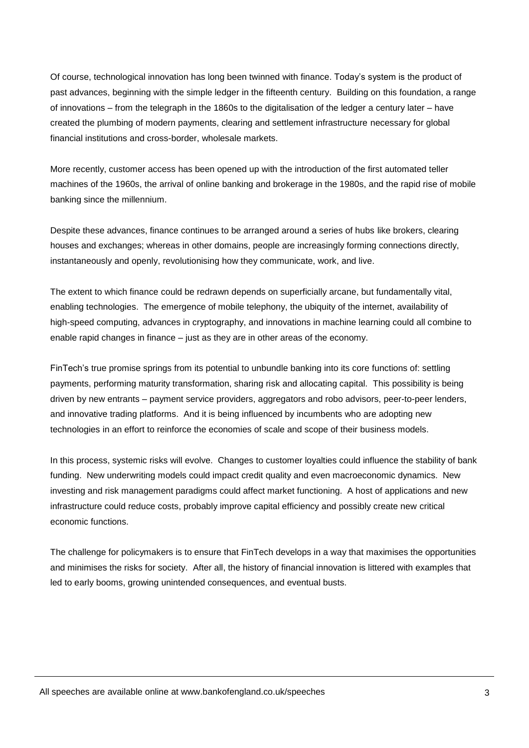Of course, technological innovation has long been twinned with finance. Today's system is the product of past advances, beginning with the simple ledger in the fifteenth century. Building on this foundation, a range of innovations – from the telegraph in the 1860s to the digitalisation of the ledger a century later – have created the plumbing of modern payments, clearing and settlement infrastructure necessary for global financial institutions and cross-border, wholesale markets.

More recently, customer access has been opened up with the introduction of the first automated teller machines of the 1960s, the arrival of online banking and brokerage in the 1980s, and the rapid rise of mobile banking since the millennium.

Despite these advances, finance continues to be arranged around a series of hubs like brokers, clearing houses and exchanges; whereas in other domains, people are increasingly forming connections directly, instantaneously and openly, revolutionising how they communicate, work, and live.

The extent to which finance could be redrawn depends on superficially arcane, but fundamentally vital, enabling technologies. The emergence of mobile telephony, the ubiquity of the internet, availability of high-speed computing, advances in cryptography, and innovations in machine learning could all combine to enable rapid changes in finance – just as they are in other areas of the economy.

FinTech's true promise springs from its potential to unbundle banking into its core functions of: settling payments, performing maturity transformation, sharing risk and allocating capital. This possibility is being driven by new entrants – payment service providers, aggregators and robo advisors, peer-to-peer lenders, and innovative trading platforms. And it is being influenced by incumbents who are adopting new technologies in an effort to reinforce the economies of scale and scope of their business models.

In this process, systemic risks will evolve. Changes to customer loyalties could influence the stability of bank funding. New underwriting models could impact credit quality and even macroeconomic dynamics. New investing and risk management paradigms could affect market functioning. A host of applications and new infrastructure could reduce costs, probably improve capital efficiency and possibly create new critical economic functions.

The challenge for policymakers is to ensure that FinTech develops in a way that maximises the opportunities and minimises the risks for society. After all, the history of financial innovation is littered with examples that led to early booms, growing unintended consequences, and eventual busts.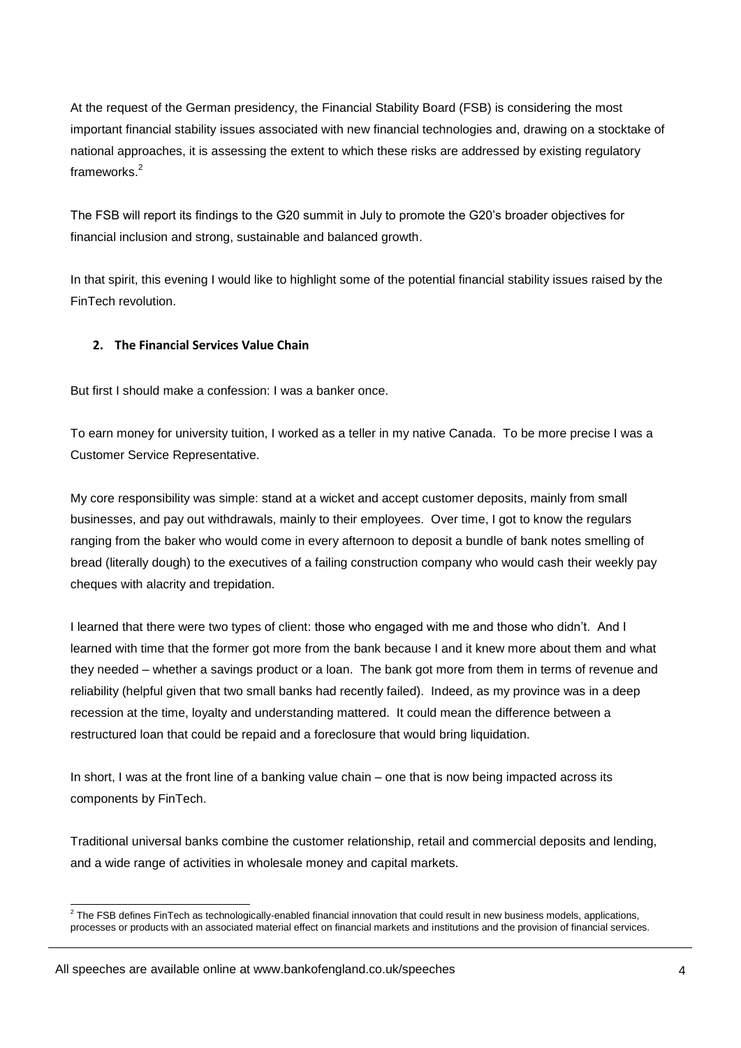At the request of the German presidency, the Financial Stability Board (FSB) is considering the most important financial stability issues associated with new financial technologies and, drawing on a stocktake of national approaches, it is assessing the extent to which these risks are addressed by existing regulatory frameworks.[2]

The FSB will report its findings to the G20 summit in July to promote the G20's broader objectives for financial inclusion and strong, sustainable and balanced growth.

In that spirit, this evening I would like to highlight some of the potential financial stability issues raised by the FinTech revolution.

## 2. The Financial Services Value Chain

But first I should make a confession: I was a banker once.

To earn money for university tuition, I worked as a teller in my native Canada. To be more precise I was a Customer Service Representative.

My core responsibility was simple: stand at a wicket and accept customer deposits, mainly from small businesses, and pay out withdrawals, mainly to their employees. Over time, I got to know the regulars ranging from the baker who would come in every afternoon to deposit a bundle of bank notes smelling of bread (literally dough) to the executives of a failing construction company who would cash their weekly pay cheques with alacrity and trepidation.

I learned that there were two types of client: those who engaged with me and those who didn't. And I learned with time that the former got more from the bank because I and it knew more about them and what they needed – whether a savings product or a loan. The bank got more from them in terms of revenue and reliability (helpful given that two small banks had recently failed). Indeed, as my province was in a deep recession at the time, loyalty and understanding mattered. It could mean the difference between a restructured loan that could be repaid and a foreclosure that would bring liquidation.

In short, I was at the front line of a banking value chain – one that is now being impacted across its components by FinTech.

Traditional universal banks combine the customer relationship, retail and commercial deposits and lending, and a wide range of activities in wholesale money and capital markets.

[2] The FSB defines FinTech as technologically-enabled financial innovation that could result in new business models, applications, processes or products with an associated material effect on financial markets and institutions and the provision of financial services.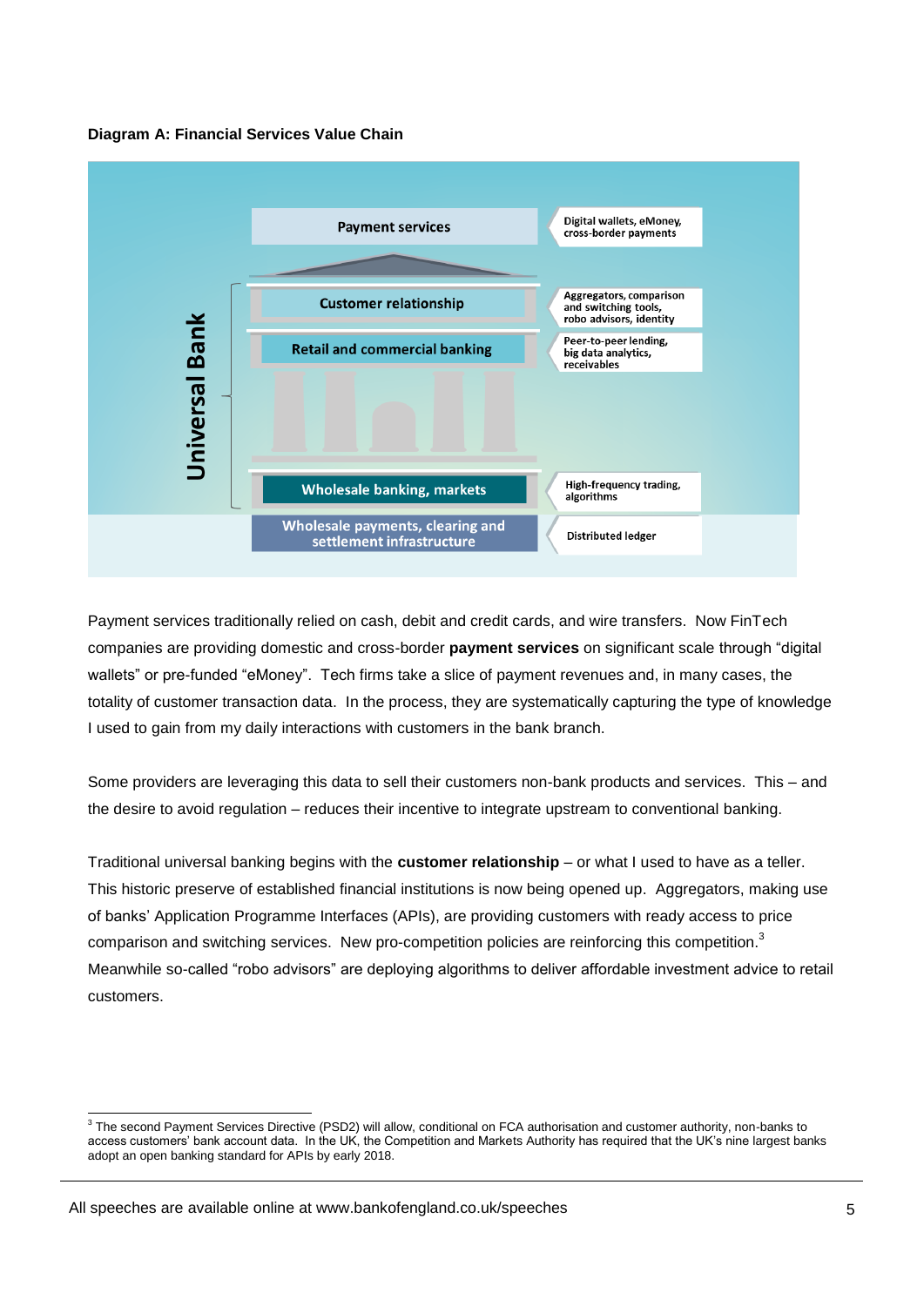**Diagram A: Financial Services Value Chain**

| Universal Bank | |
| --- | --- |
| Payment services | Digital wallets, eMoney, cross-border payments |
| Customer relationship | Aggregators, comparison and switching tools, robo advisors, identity |
| Retail and commercial banking | Peer-to-peer lending, big data analytics, receivables |
| Wholesale banking, markets | High-frequency trading, algorithms |
| Wholesale payments, clearing and settlement infrastructure | Distributed ledger |

Payment services traditionally relied on cash, debit and credit cards, and wire transfers. Now FinTech companies are providing domestic and cross-border **payment services** on significant scale through "digital wallets" or pre-funded "eMoney". Tech firms take a slice of payment revenues and, in many cases, the totality of customer transaction data. In the process, they are systematically capturing the type of knowledge I used to gain from my daily interactions with customers in the bank branch.

Some providers are leveraging this data to sell their customers non-bank products and services. This – and the desire to avoid regulation – reduces their incentive to integrate upstream to conventional banking.

Traditional universal banking begins with the **customer relationship** – or what I used to have as a teller. This historic preserve of established financial institutions is now being opened up. Aggregators, making use of banks' Application Programme Interfaces (APIs), are providing customers with ready access to price comparison and switching services. New pro-competition policies are reinforcing this competition.[3] Meanwhile so-called "robo advisors" are deploying algorithms to deliver affordable investment advice to retail customers.

---

[3] The second Payment Services Directive (PSD2) will allow, conditional on FCA authorisation and customer authority, non-banks to access customers' bank account data. In the UK, the Competition and Markets Authority has required that the UK's nine largest banks adopt an open banking standard for APIs by early 2018.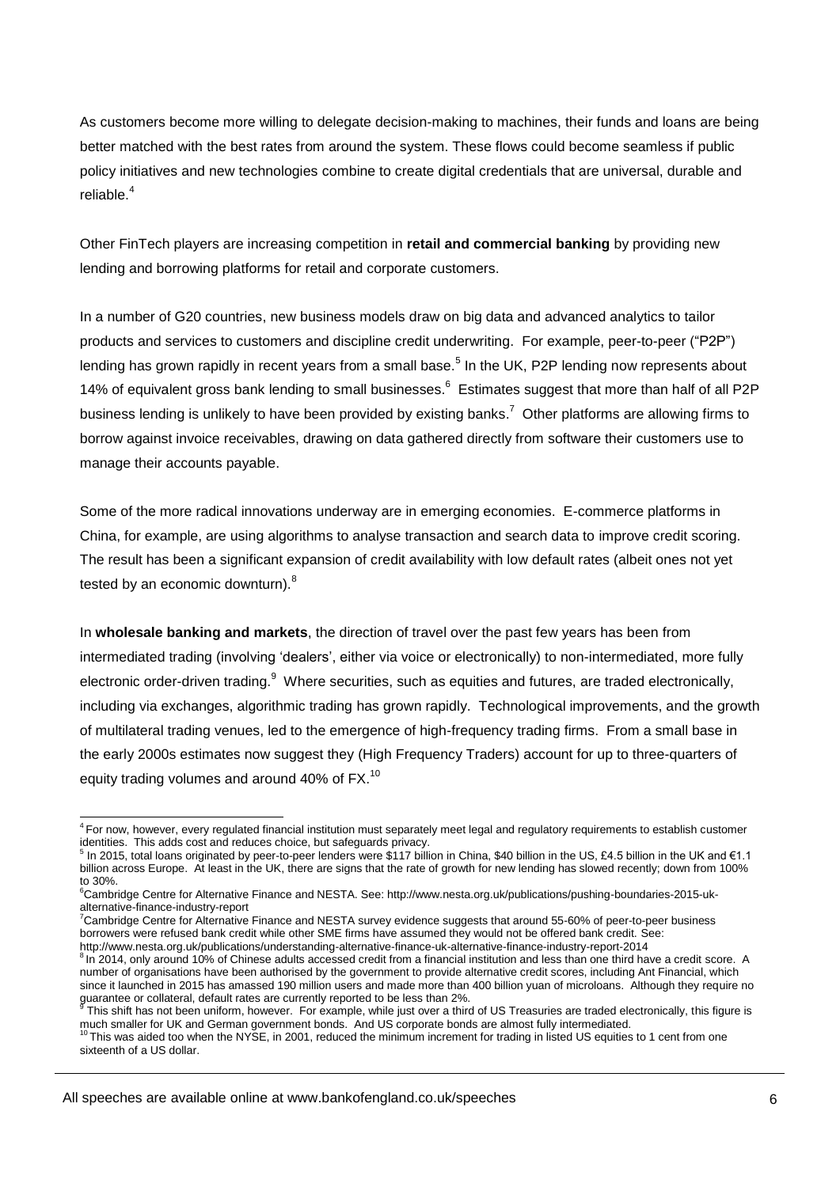As customers become more willing to delegate decision-making to machines, their funds and loans are being better matched with the best rates from around the system. These flows could become seamless if public policy initiatives and new technologies combine to create digital credentials that are universal, durable and reliable.[4]

Other FinTech players are increasing competition in **retail and commercial banking** by providing new lending and borrowing platforms for retail and corporate customers.

In a number of G20 countries, new business models draw on big data and advanced analytics to tailor products and services to customers and discipline credit underwriting. For example, peer-to-peer ("P2P") lending has grown rapidly in recent years from a small base.[5] In the UK, P2P lending now represents about 14% of equivalent gross bank lending to small businesses.[6] Estimates suggest that more than half of all P2P business lending is unlikely to have been provided by existing banks.[7] Other platforms are allowing firms to borrow against invoice receivables, drawing on data gathered directly from software their customers use to manage their accounts payable.

Some of the more radical innovations underway are in emerging economies. E-commerce platforms in China, for example, are using algorithms to analyse transaction and search data to improve credit scoring. The result has been a significant expansion of credit availability with low default rates (albeit ones not yet tested by an economic downturn).[8]

In **wholesale banking and markets**, the direction of travel over the past few years has been from intermediated trading (involving 'dealers', either via voice or electronically) to non-intermediated, more fully electronic order-driven trading.[9] Where securities, such as equities and futures, are traded electronically, including via exchanges, algorithmic trading has grown rapidly. Technological improvements, and the growth of multilateral trading venues, led to the emergence of high-frequency trading firms. From a small base in the early 2000s estimates now suggest they (High Frequency Traders) account for up to three-quarters of equity trading volumes and around 40% of FX.[10]

---

[4] For now, however, every regulated financial institution must separately meet legal and regulatory requirements to establish customer identities. This adds cost and reduces choice, but safeguards privacy.

[5] In 2015, total loans originated by peer-to-peer lenders were $117 billion in China, $40 billion in the US, £4.5 billion in the UK and €1.1 billion across Europe. At least in the UK, there are signs that the rate of growth for new lending has slowed recently; down from 100% to 30%.

[6] Cambridge Centre for Alternative Finance and NESTA. See: http://www.nesta.org.uk/publications/pushing-boundaries-2015-uk-alternative-finance-industry-report

[7] Cambridge Centre for Alternative Finance and NESTA survey evidence suggests that around 55-60% of peer-to-peer business borrowers were refused bank credit while other SME firms have assumed they would not be offered bank credit. See: http://www.nesta.org.uk/publications/understanding-alternative-finance-uk-alternative-finance-industry-report-2014

[8] In 2014, only around 10% of Chinese adults accessed credit from a financial institution and less than one third have a credit score. A number of organisations have been authorised by the government to provide alternative credit scores, including Ant Financial, which since it launched in 2015 has amassed 190 million users and made more than 400 billion yuan of microloans. Although they require no guarantee or collateral, default rates are currently reported to be less than 2%.

[9] This shift has not been uniform, however. For example, while just over a third of US Treasuries are traded electronically, this figure is much smaller for UK and German government bonds. And US corporate bonds are almost fully intermediated.

[10] This was aided too when the NYSE, in 2001, reduced the minimum increment for trading in listed US equities to 1 cent from one sixteenth of a US dollar.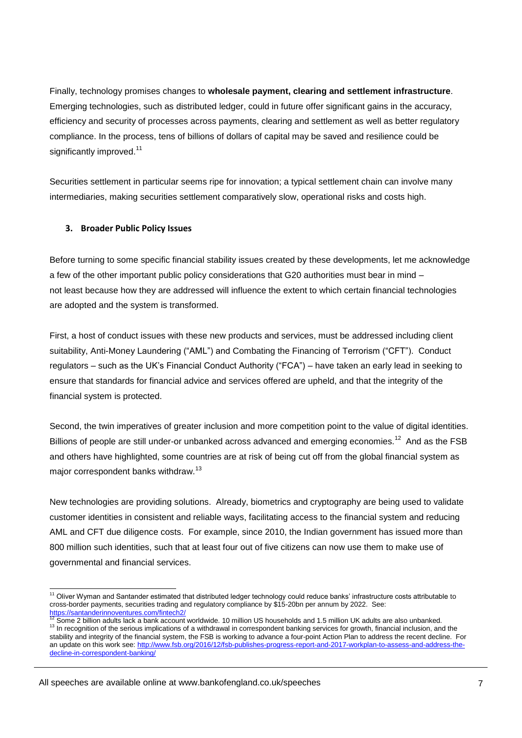Finally, technology promises changes to **wholesale payment, clearing and settlement infrastructure**. Emerging technologies, such as distributed ledger, could in future offer significant gains in the accuracy, efficiency and security of processes across payments, clearing and settlement as well as better regulatory compliance. In the process, tens of billions of dollars of capital may be saved and resilience could be significantly improved.[11]

Securities settlement in particular seems ripe for innovation; a typical settlement chain can involve many intermediaries, making securities settlement comparatively slow, operational risks and costs high.

### 3. Broader Public Policy Issues

Before turning to some specific financial stability issues created by these developments, let me acknowledge a few of the other important public policy considerations that G20 authorities must bear in mind – not least because how they are addressed will influence the extent to which certain financial technologies are adopted and the system is transformed.

First, a host of conduct issues with these new products and services, must be addressed including client suitability, Anti-Money Laundering ("AML") and Combating the Financing of Terrorism ("CFT"). Conduct regulators – such as the UK's Financial Conduct Authority ("FCA") – have taken an early lead in seeking to ensure that standards for financial advice and services offered are upheld, and that the integrity of the financial system is protected.

Second, the twin imperatives of greater inclusion and more competition point to the value of digital identities. Billions of people are still under-or unbanked across advanced and emerging economies.[12] And as the FSB and others have highlighted, some countries are at risk of being cut off from the global financial system as major correspondent banks withdraw.[13]

New technologies are providing solutions. Already, biometrics and cryptography are being used to validate customer identities in consistent and reliable ways, facilitating access to the financial system and reducing AML and CFT due diligence costs. For example, since 2010, the Indian government has issued more than 800 million such identities, such that at least four out of five citizens can now use them to make use of governmental and financial services.

---

[11] Oliver Wyman and Santander estimated that distributed ledger technology could reduce banks' infrastructure costs attributable to cross-border payments, securities trading and regulatory compliance by $15-20bn per annum by 2022. See: https://santanderinnoventures.com/fintech2/

[12] Some 2 billion adults lack a bank account worldwide. 10 million US households and 1.5 million UK adults are also unbanked.

[13] In recognition of the serious implications of a withdrawal in correspondent banking services for growth, financial inclusion, and the stability and integrity of the financial system, the FSB is working to advance a four-point Action Plan to address the recent decline. For an update on this work see: http://www.fsb.org/2016/12/fsb-publishes-progress-report-and-2017-workplan-to-assess-and-address-the-decline-in-correspondent-banking/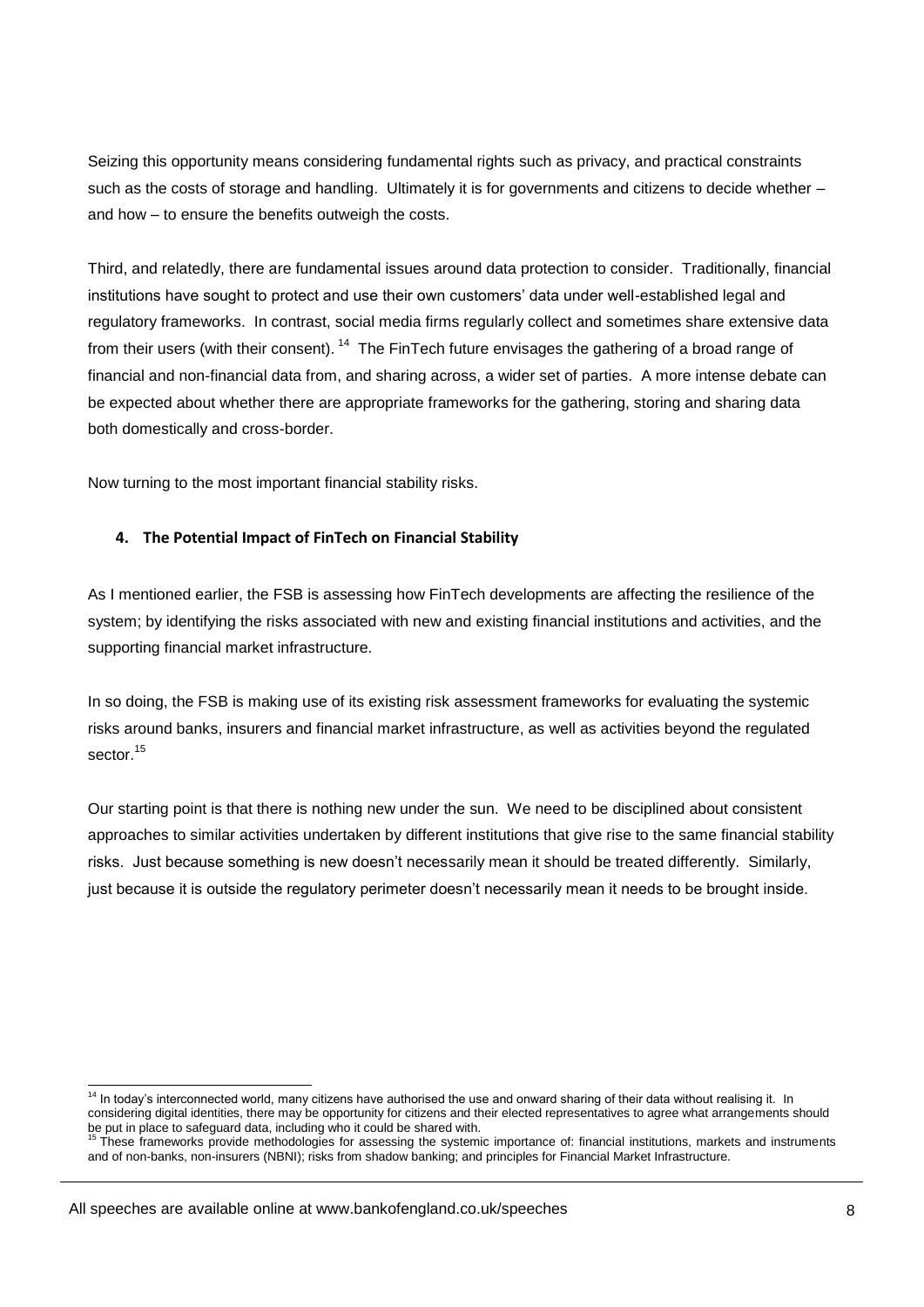Seizing this opportunity means considering fundamental rights such as privacy, and practical constraints such as the costs of storage and handling. Ultimately it is for governments and citizens to decide whether – and how – to ensure the benefits outweigh the costs.

Third, and relatedly, there are fundamental issues around data protection to consider. Traditionally, financial institutions have sought to protect and use their own customers' data under well-established legal and regulatory frameworks. In contrast, social media firms regularly collect and sometimes share extensive data from their users (with their consent).[14] The FinTech future envisages the gathering of a broad range of financial and non-financial data from, and sharing across, a wider set of parties. A more intense debate can be expected about whether there are appropriate frameworks for the gathering, storing and sharing data both domestically and cross-border.

Now turning to the most important financial stability risks.

#### 4. The Potential Impact of FinTech on Financial Stability

As I mentioned earlier, the FSB is assessing how FinTech developments are affecting the resilience of the system; by identifying the risks associated with new and existing financial institutions and activities, and the supporting financial market infrastructure.

In so doing, the FSB is making use of its existing risk assessment frameworks for evaluating the systemic risks around banks, insurers and financial market infrastructure, as well as activities beyond the regulated sector.[15]

Our starting point is that there is nothing new under the sun. We need to be disciplined about consistent approaches to similar activities undertaken by different institutions that give rise to the same financial stability risks. Just because something is new doesn't necessarily mean it should be treated differently. Similarly, just because it is outside the regulatory perimeter doesn't necessarily mean it needs to be brought inside.

---

[14] In today's interconnected world, many citizens have authorised the use and onward sharing of their data without realising it. In considering digital identities, there may be opportunity for citizens and their elected representatives to agree what arrangements should be put in place to safeguard data, including who it could be shared with.

[15] These frameworks provide methodologies for assessing the systemic importance of: financial institutions, markets and instruments and of non-banks, non-insurers (NBNI); risks from shadow banking; and principles for Financial Market Infrastructure.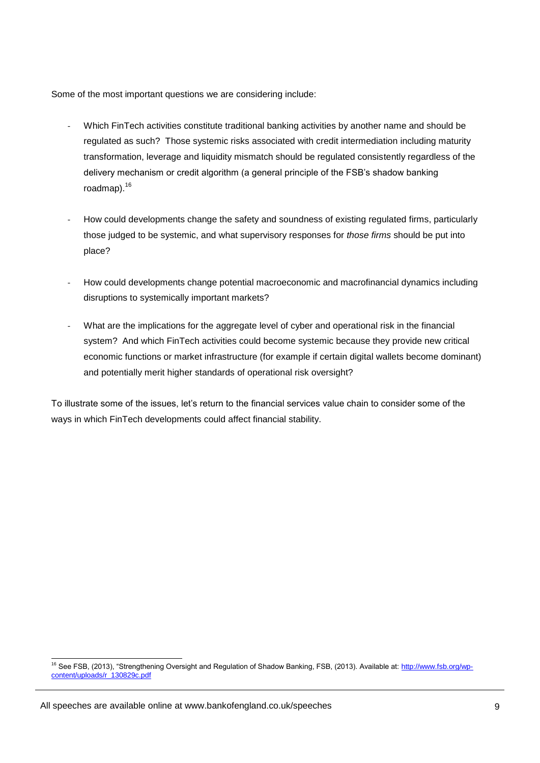Some of the most important questions we are considering include:

- Which FinTech activities constitute traditional banking activities by another name and should be regulated as such? Those systemic risks associated with credit intermediation including maturity transformation, leverage and liquidity mismatch should be regulated consistently regardless of the delivery mechanism or credit algorithm (a general principle of the FSB's shadow banking roadmap).[16]

- How could developments change the safety and soundness of existing regulated firms, particularly those judged to be systemic, and what supervisory responses for *those firms* should be put into place?

- How could developments change potential macroeconomic and macrofinancial dynamics including disruptions to systemically important markets?

- What are the implications for the aggregate level of cyber and operational risk in the financial system? And which FinTech activities could become systemic because they provide new critical economic functions or market infrastructure (for example if certain digital wallets become dominant) and potentially merit higher standards of operational risk oversight?

To illustrate some of the issues, let's return to the financial services value chain to consider some of the ways in which FinTech developments could affect financial stability.

---

[16] See FSB, (2013), "Strengthening Oversight and Regulation of Shadow Banking, FSB, (2013). Available at: [http://www.fsb.org/wp-content/uploads/r_130829c.pdf](http://www.fsb.org/wp-content/uploads/r_130829c.pdf)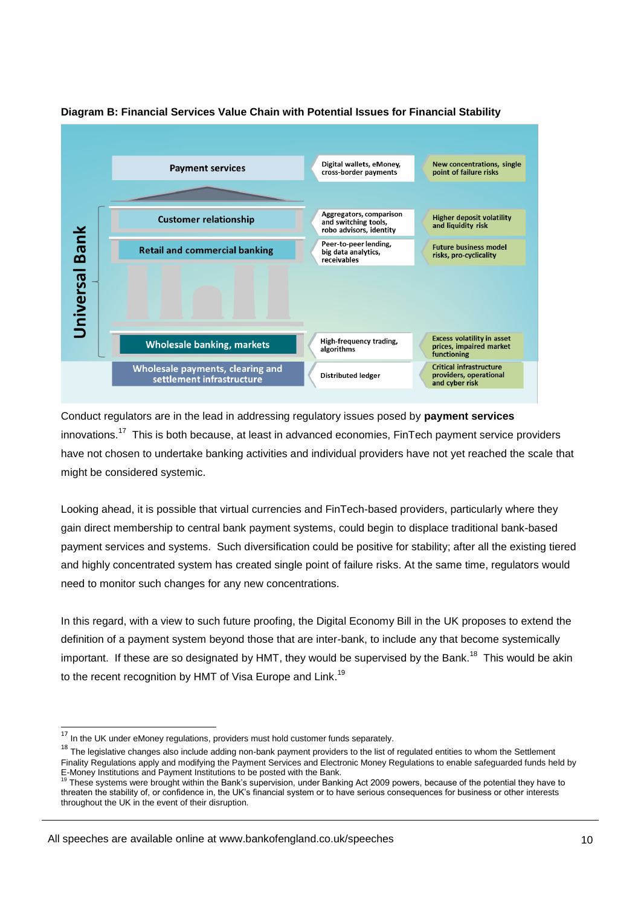**Diagram B: Financial Services Value Chain with Potential Issues for Financial Stability**

| Universal Bank | Innovations | Potential issues |
|---|---|---|
| Payment services | Digital wallets, eMoney, cross-border payments | New concentrations, single point of failure risks |
| Customer relationship | Aggregators, comparison and switching tools, robo advisors, identity | Higher deposit volatility and liquidity risk |
| Retail and commercial banking | Peer-to-peer lending, big data analytics, receivables | Future business model risks, pro-cyclicality |
| Wholesale banking, markets | High-frequency trading, algorithms | Excess volatility in asset prices, impaired market functioning |
| Wholesale payments, clearing and settlement infrastructure | Distributed ledger | Critical infrastructure providers, operational and cyber risk |

Conduct regulators are in the lead in addressing regulatory issues posed by **payment services** innovations.[17] This is both because, at least in advanced economies, FinTech payment service providers have not chosen to undertake banking activities and individual providers have not yet reached the scale that might be considered systemic.

Looking ahead, it is possible that virtual currencies and FinTech-based providers, particularly where they gain direct membership to central bank payment systems, could begin to displace traditional bank-based payment services and systems. Such diversification could be positive for stability; after all the existing tiered and highly concentrated system has created single point of failure risks. At the same time, regulators would need to monitor such changes for any new concentrations.

In this regard, with a view to such future proofing, the Digital Economy Bill in the UK proposes to extend the definition of a payment system beyond those that are inter-bank, to include any that become systemically important. If these are so designated by HMT, they would be supervised by the Bank.[18] This would be akin to the recent recognition by HMT of Visa Europe and Link.[19]

---

[17] In the UK under eMoney regulations, providers must hold customer funds separately.

[18] The legislative changes also include adding non-bank payment providers to the list of regulated entities to whom the Settlement Finality Regulations apply and modifying the Payment Services and Electronic Money Regulations to enable safeguarded funds held by E-Money Institutions and Payment Institutions to be posted with the Bank.

[19] These systems were brought within the Bank's supervision, under Banking Act 2009 powers, because of the potential they have to threaten the stability of, or confidence in, the UK's financial system or to have serious consequences for business or other interests throughout the UK in the event of their disruption.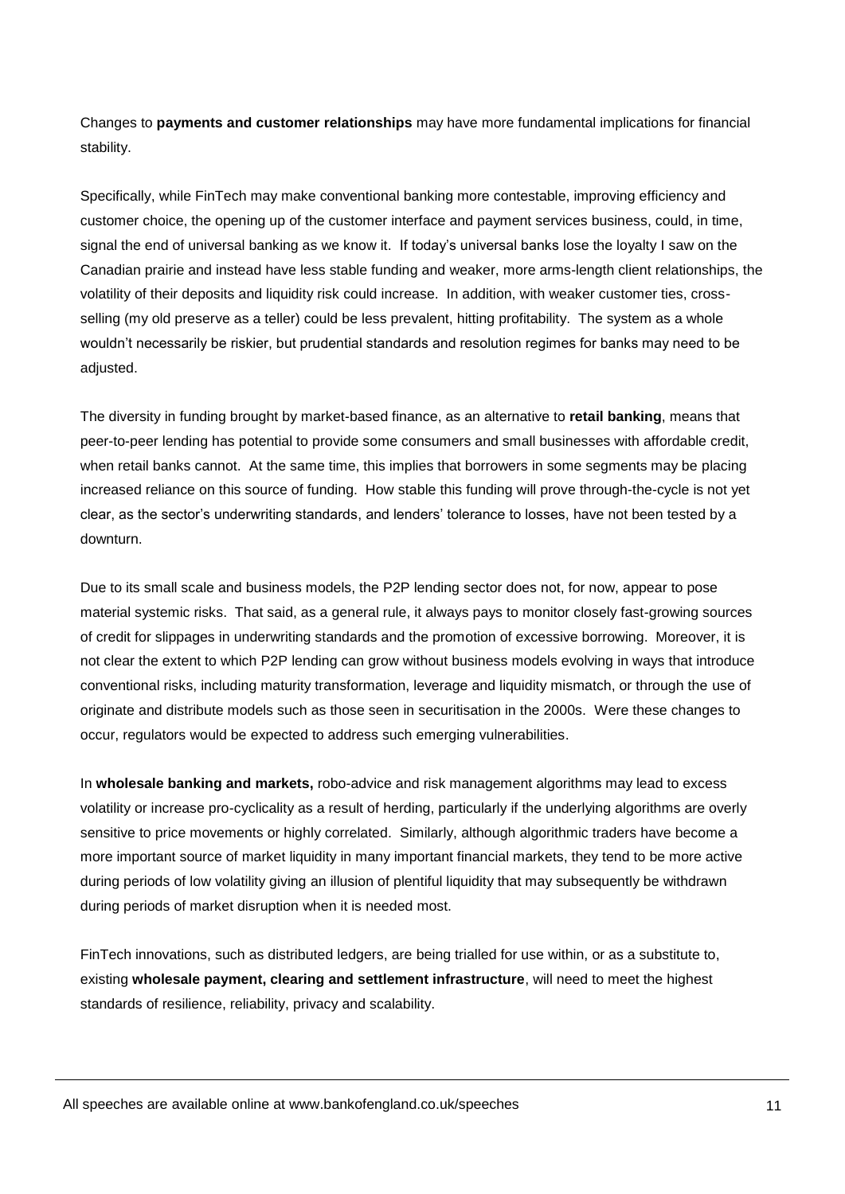Changes to **payments and customer relationships** may have more fundamental implications for financial stability.

Specifically, while FinTech may make conventional banking more contestable, improving efficiency and customer choice, the opening up of the customer interface and payment services business, could, in time, signal the end of universal banking as we know it. If today's universal banks lose the loyalty I saw on the Canadian prairie and instead have less stable funding and weaker, more arms-length client relationships, the volatility of their deposits and liquidity risk could increase. In addition, with weaker customer ties, cross-selling (my old preserve as a teller) could be less prevalent, hitting profitability. The system as a whole wouldn't necessarily be riskier, but prudential standards and resolution regimes for banks may need to be adjusted.

The diversity in funding brought by market-based finance, as an alternative to **retail banking**, means that peer-to-peer lending has potential to provide some consumers and small businesses with affordable credit, when retail banks cannot. At the same time, this implies that borrowers in some segments may be placing increased reliance on this source of funding. How stable this funding will prove through-the-cycle is not yet clear, as the sector's underwriting standards, and lenders' tolerance to losses, have not been tested by a downturn.

Due to its small scale and business models, the P2P lending sector does not, for now, appear to pose material systemic risks. That said, as a general rule, it always pays to monitor closely fast-growing sources of credit for slippages in underwriting standards and the promotion of excessive borrowing. Moreover, it is not clear the extent to which P2P lending can grow without business models evolving in ways that introduce conventional risks, including maturity transformation, leverage and liquidity mismatch, or through the use of originate and distribute models such as those seen in securitisation in the 2000s. Were these changes to occur, regulators would be expected to address such emerging vulnerabilities.

In **wholesale banking and markets,** robo-advice and risk management algorithms may lead to excess volatility or increase pro-cyclicality as a result of herding, particularly if the underlying algorithms are overly sensitive to price movements or highly correlated. Similarly, although algorithmic traders have become a more important source of market liquidity in many important financial markets, they tend to be more active during periods of low volatility giving an illusion of plentiful liquidity that may subsequently be withdrawn during periods of market disruption when it is needed most.

FinTech innovations, such as distributed ledgers, are being trialled for use within, or as a substitute to, existing **wholesale payment, clearing and settlement infrastructure**, will need to meet the highest standards of resilience, reliability, privacy and scalability.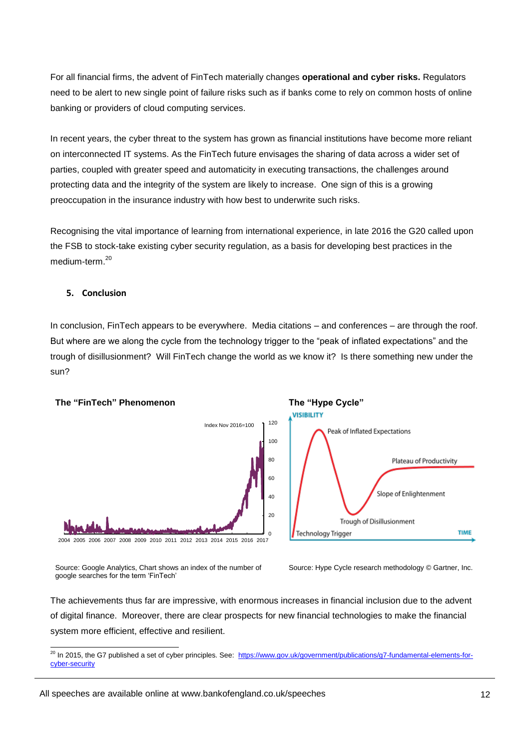For all financial firms, the advent of FinTech materially changes **operational and cyber risks.** Regulators need to be alert to new single point of failure risks such as if banks come to rely on common hosts of online banking or providers of cloud computing services.

In recent years, the cyber threat to the system has grown as financial institutions have become more reliant on interconnected IT systems. As the FinTech future envisages the sharing of data across a wider set of parties, coupled with greater speed and automaticity in executing transactions, the challenges around protecting data and the integrity of the system are likely to increase. One sign of this is a growing preoccupation in the insurance industry with how best to underwrite such risks.

Recognising the vital importance of learning from international experience, in late 2016 the G20 called upon the FSB to stock-take existing cyber security regulation, as a basis for developing best practices in the medium-term.[20]

## 5. Conclusion

In conclusion, FinTech appears to be everywhere. Media citations – and conferences – are through the roof. But where are we along the cycle from the technology trigger to the "peak of inflated expectations" and the trough of disillusionment? Will FinTech change the world as we know it? Is there something new under the sun?

**The "FinTech" Phenomenon**

Source: Google Analytics, Chart shows an index of the number of google searches for the term 'FinTech'

**The "Hype Cycle"**

Source: Hype Cycle research methodology © Gartner, Inc.

The achievements thus far are impressive, with enormous increases in financial inclusion due to the advent of digital finance. Moreover, there are clear prospects for new financial technologies to make the financial system more efficient, effective and resilient.

---

[20] In 2015, the G7 published a set of cyber principles. See: https://www.gov.uk/government/publications/g7-fundamental-elements-for-cyber-security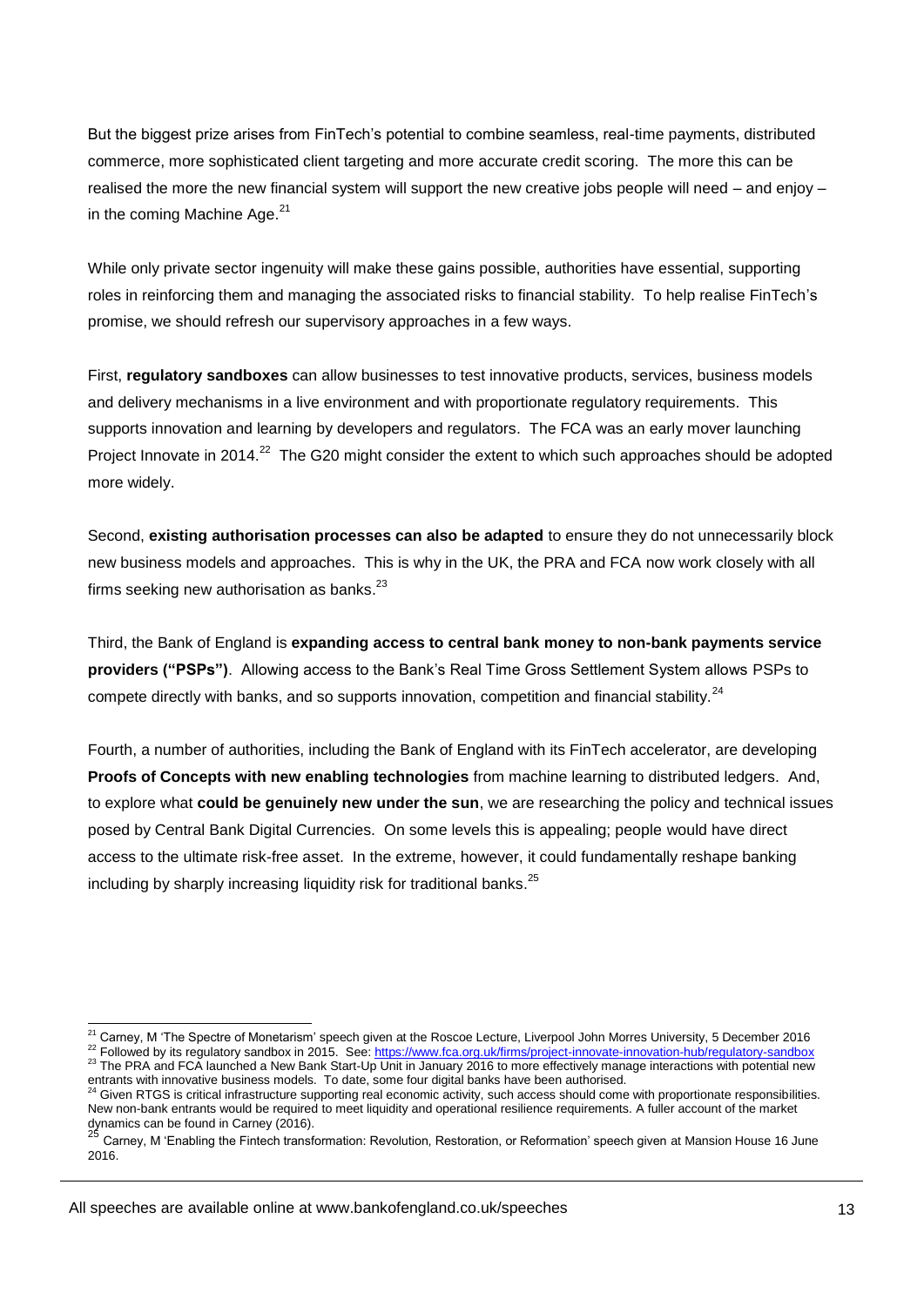But the biggest prize arises from FinTech's potential to combine seamless, real-time payments, distributed commerce, more sophisticated client targeting and more accurate credit scoring. The more this can be realised the more the new financial system will support the new creative jobs people will need – and enjoy – in the coming Machine Age.[21]

While only private sector ingenuity will make these gains possible, authorities have essential, supporting roles in reinforcing them and managing the associated risks to financial stability. To help realise FinTech's promise, we should refresh our supervisory approaches in a few ways.

First, **regulatory sandboxes** can allow businesses to test innovative products, services, business models and delivery mechanisms in a live environment and with proportionate regulatory requirements. This supports innovation and learning by developers and regulators. The FCA was an early mover launching Project Innovate in 2014.[22] The G20 might consider the extent to which such approaches should be adopted more widely.

Second, **existing authorisation processes can also be adapted** to ensure they do not unnecessarily block new business models and approaches. This is why in the UK, the PRA and FCA now work closely with all firms seeking new authorisation as banks.[23]

Third, the Bank of England is **expanding access to central bank money to non-bank payments service providers ("PSPs")**. Allowing access to the Bank's Real Time Gross Settlement System allows PSPs to compete directly with banks, and so supports innovation, competition and financial stability.[24]

Fourth, a number of authorities, including the Bank of England with its FinTech accelerator, are developing **Proofs of Concepts with new enabling technologies** from machine learning to distributed ledgers. And, to explore what **could be genuinely new under the sun**, we are researching the policy and technical issues posed by Central Bank Digital Currencies. On some levels this is appealing; people would have direct access to the ultimate risk-free asset. In the extreme, however, it could fundamentally reshape banking including by sharply increasing liquidity risk for traditional banks.[25]

---

[21] Carney, M 'The Spectre of Monetarism' speech given at the Roscoe Lecture, Liverpool John Morres University, 5 December 2016

[22] Followed by its regulatory sandbox in 2015. See: https://www.fca.org.uk/firms/project-innovate-innovation-hub/regulatory-sandbox

[23] The PRA and FCA launched a New Bank Start-Up Unit in January 2016 to more effectively manage interactions with potential new entrants with innovative business models. To date, some four digital banks have been authorised.

[24] Given RTGS is critical infrastructure supporting real economic activity, such access should come with proportionate responsibilities. New non-bank entrants would be required to meet liquidity and operational resilience requirements. A fuller account of the market dynamics can be found in Carney (2016).

[25] Carney, M 'Enabling the Fintech transformation: Revolution, Restoration, or Reformation' speech given at Mansion House 16 June 2016.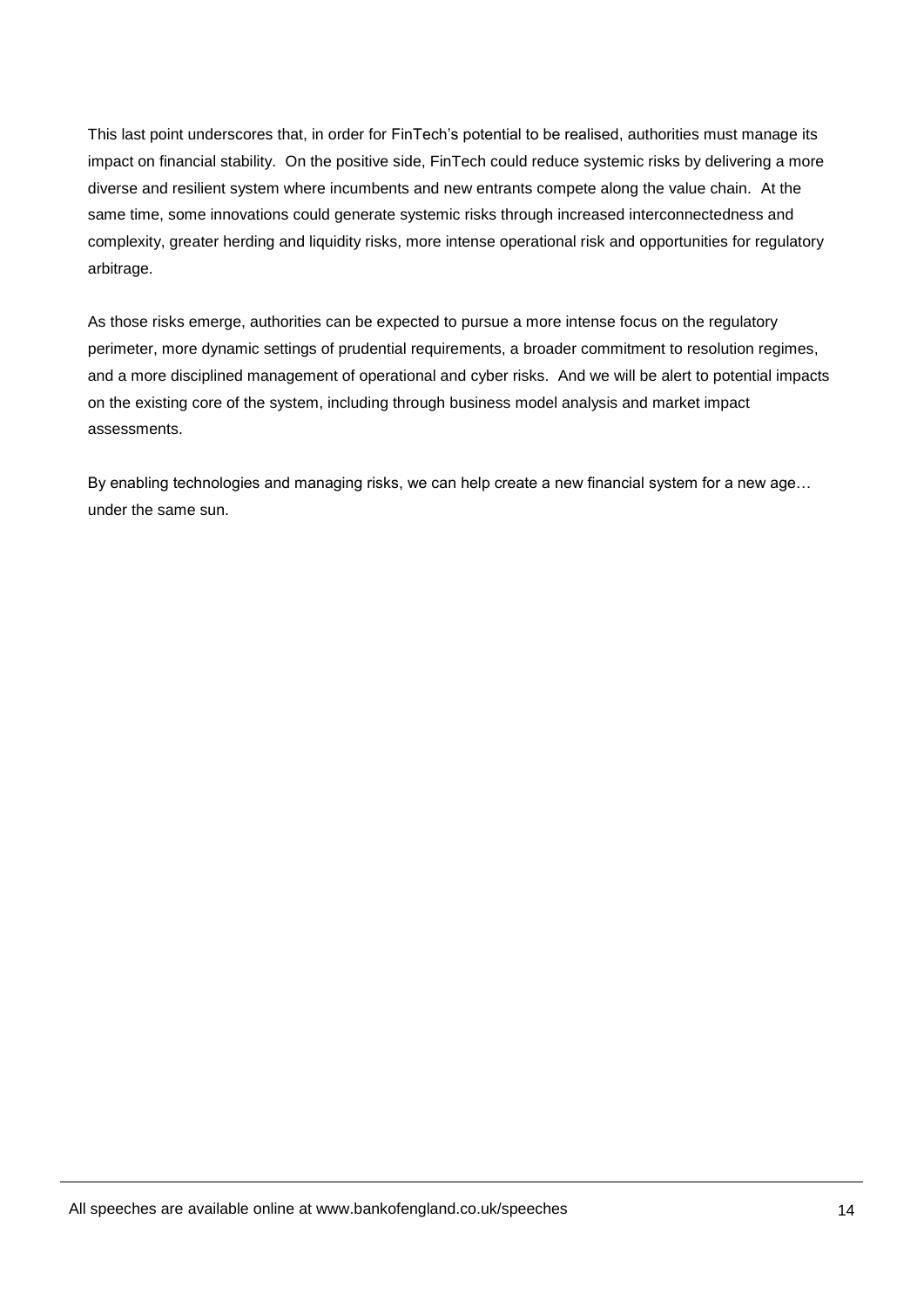This last point underscores that, in order for FinTech's potential to be realised, authorities must manage its impact on financial stability. On the positive side, FinTech could reduce systemic risks by delivering a more diverse and resilient system where incumbents and new entrants compete along the value chain. At the same time, some innovations could generate systemic risks through increased interconnectedness and complexity, greater herding and liquidity risks, more intense operational risk and opportunities for regulatory arbitrage.

As those risks emerge, authorities can be expected to pursue a more intense focus on the regulatory perimeter, more dynamic settings of prudential requirements, a broader commitment to resolution regimes, and a more disciplined management of operational and cyber risks. And we will be alert to potential impacts on the existing core of the system, including through business model analysis and market impact assessments.

By enabling technologies and managing risks, we can help create a new financial system for a new age… under the same sun.